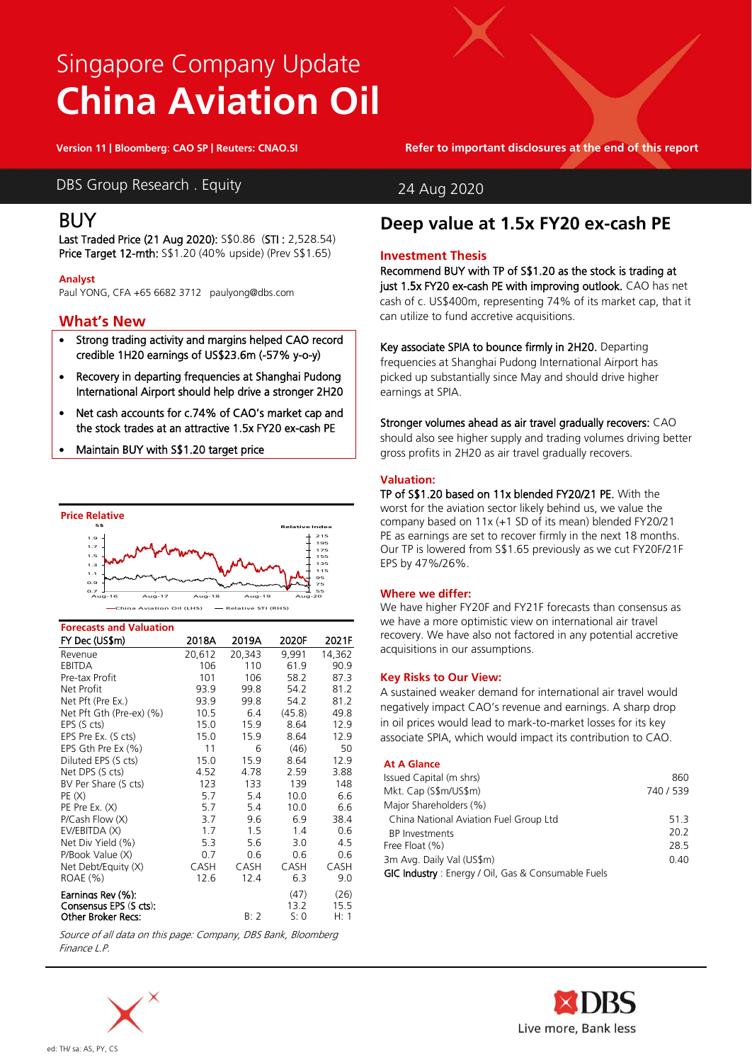# Singapore Company Update

# China Aviation Oil

**Version 11 | Bloomberg: CAO SP | Reuters: CNAO.SI**

**Refer to important disclosures at the end of this report**

DBS Group Research . Equity

24 Aug 2020

## BUY

**Last Traded Price (21 Aug 2020):** S$0.86 (**STI :** 2,528.54)
**Price Target 12-mth:** S$1.20 (40% upside) (Prev S$1.65)

**Analyst**
Paul YONG, CFA +65 6682 3712 paulyong@dbs.com

## What's New

- Strong trading activity and margins helped CAO record credible 1H20 earnings of US$23.6m (-57% y-o-y)
- Recovery in departing frequencies at Shanghai Pudong International Airport should help drive a stronger 2H20
- Net cash accounts for c.74% of CAO's market cap and the stock trades at an attractive 1.5x FY20 ex-cash PE
- Maintain BUY with S$1.20 target price

**Price Relative**

S$
Relative Index
1.9
1.7
1.5
1.3
1.1
0.9
0.7
215
195
175
155
135
115
95
75
55
Aug-16 Aug-17 Aug-18 Aug-19 Aug-20
China Aviation Oil (LHS) Relative STI (RHS)

**Forecasts and Valuation**

| FY Dec (US$m) | 2018A | 2019A | 2020F | 2021F |
|---|---|---|---|---|
| Revenue | 20,612 | 20,343 | 9,991 | 14,362 |
| EBITDA | 106 | 110 | 61.9 | 90.9 |
| Pre-tax Profit | 101 | 106 | 58.2 | 87.3 |
| Net Profit | 93.9 | 99.8 | 54.2 | 81.2 |
| Net Pft (Pre Ex.) | 93.9 | 99.8 | 54.2 | 81.2 |
| Net Pft Gth (Pre-ex) (%) | 10.5 | 6.4 | (45.8) | 49.8 |
| EPS (S cts) | 15.0 | 15.9 | 8.64 | 12.9 |
| EPS Pre Ex. (S cts) | 15.0 | 15.9 | 8.64 | 12.9 |
| EPS Gth Pre Ex (%) | 11 | 6 | (46) | 50 |
| Diluted EPS (S cts) | 15.0 | 15.9 | 8.64 | 12.9 |
| Net DPS (S cts) | 4.52 | 4.78 | 2.59 | 3.88 |
| BV Per Share (S cts) | 123 | 133 | 139 | 148 |
| PE (X) | 5.7 | 5.4 | 10.0 | 6.6 |
| PE Pre Ex. (X) | 5.7 | 5.4 | 10.0 | 6.6 |
| P/Cash Flow (X) | 3.7 | 9.6 | 6.9 | 38.4 |
| EV/EBITDA (X) | 1.7 | 1.5 | 1.4 | 0.6 |
| Net Div Yield (%) | 5.3 | 5.6 | 3.0 | 4.5 |
| P/Book Value (X) | 0.7 | 0.6 | 0.6 | 0.6 |
| Net Debt/Equity (X) | CASH | CASH | CASH | CASH |
| ROAE (%) | 12.6 | 12.4 | 6.3 | 9.0 |
| Earnings Rev (%): | | | (47) | (26) |
| Consensus EPS (S cts): | | | 13.2 | 15.5 |
| Other Broker Recs: | | B: 2 | S: 0 | H: 1 |

*Source of all data on this page: Company, DBS Bank, Bloomberg Finance L.P.*

## Deep value at 1.5x FY20 ex-cash PE

### Investment Thesis

**Recommend BUY with TP of S$1.20 as the stock is trading at just 1.5x FY20 ex-cash PE with improving outlook.** CAO has net cash of c. US$400m, representing 74% of its market cap, that it can utilize to fund accretive acquisitions.

**Key associate SPIA to bounce firmly in 2H20.** Departing frequencies at Shanghai Pudong International Airport has picked up substantially since May and should drive higher earnings at SPIA.

**Stronger volumes ahead as air travel gradually recovers:** CAO should also see higher supply and trading volumes driving better gross profits in 2H20 as air travel gradually recovers.

### Valuation:

**TP of S$1.20 based on 11x blended FY20/21 PE.** With the worst for the aviation sector likely behind us, we value the company based on 11x (+1 SD of its mean) blended FY20/21 PE as earnings are set to recover firmly in the next 18 months. Our TP is lowered from S$1.65 previously as we cut FY20F/21F EPS by 47%/26%.

### Where we differ:

We have higher FY20F and FY21F forecasts than consensus as we have a more optimistic view on international air travel recovery. We have also not factored in any potential accretive acquisitions in our assumptions.

### Key Risks to Our View:

A sustained weaker demand for international air travel would negatively impact CAO's revenue and earnings. A sharp drop in oil prices would lead to mark-to-market losses for its key associate SPIA, which would impact its contribution to CAO.

### At A Glance

| | |
|---|---|
| Issued Capital (m shrs) | 860 |
| Mkt. Cap (S$m/US$m) | 740 / 539 |
| Major Shareholders (%) | |
| China National Aviation Fuel Group Ltd | 51.3 |
| BP Investments | 20.2 |
| Free Float (%) | 28.5 |
| 3m Avg. Daily Val (US$m) | 0.40 |
| **GIC Industry** : Energy / Oil, Gas & Consumable Fuels | |

ed: TH/ sa: AS, PY, CS

DBS
Live more, Bank less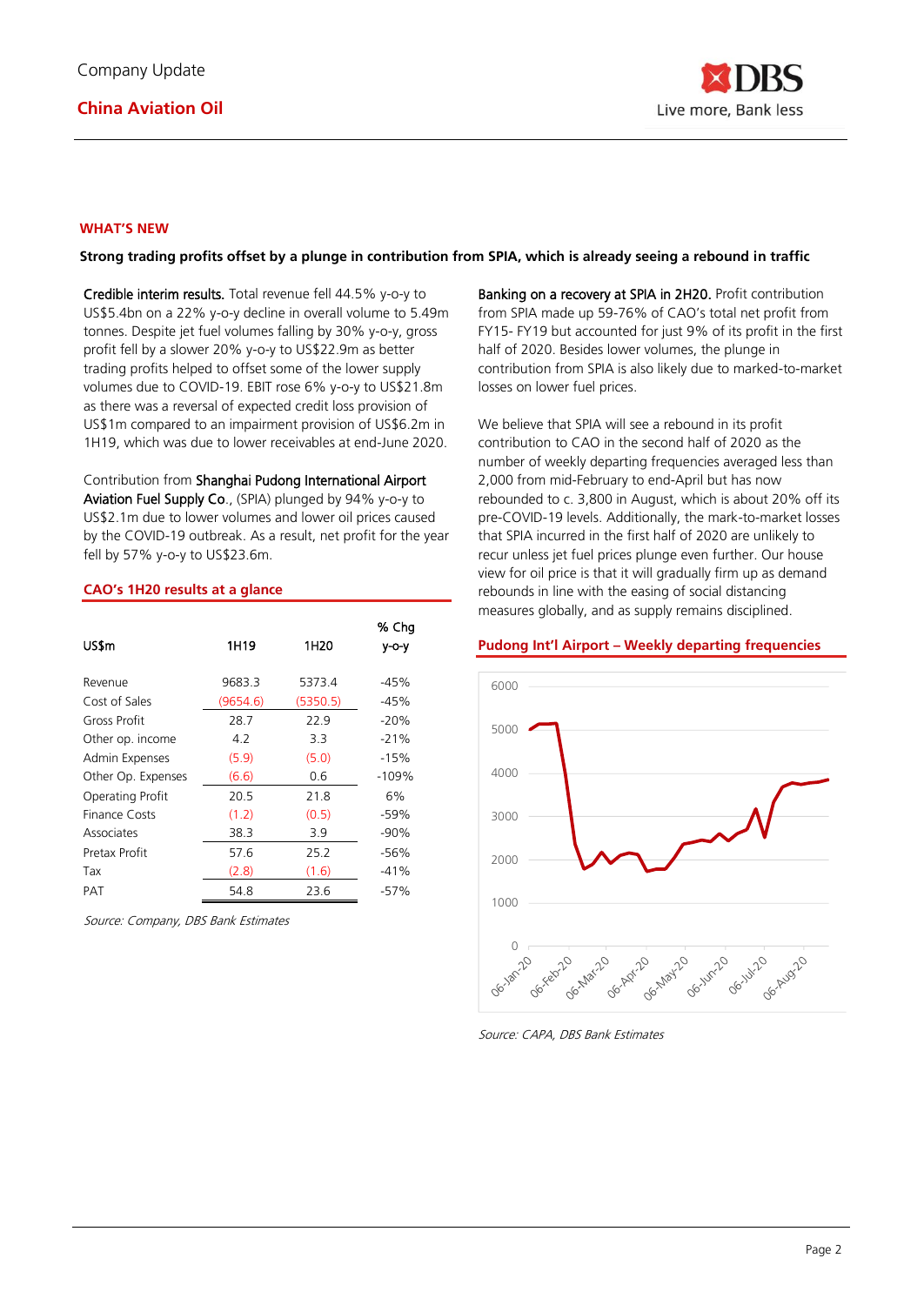Company Update

China Aviation Oil

## WHAT'S NEW

### Strong trading profits offset by a plunge in contribution from SPIA, which is already seeing a rebound in traffic

**Credible interim results.** Total revenue fell 44.5% y-o-y to US$5.4bn on a 22% y-o-y decline in overall volume to 5.49m tonnes. Despite jet fuel volumes falling by 30% y-o-y, gross profit fell by a slower 20% y-o-y to US$22.9m as better trading profits helped to offset some of the lower supply volumes due to COVID-19. EBIT rose 6% y-o-y to US$21.8m as there was a reversal of expected credit loss provision of US$1m compared to an impairment provision of US$6.2m in 1H19, which was due to lower receivables at end-June 2020.

Contribution from **Shanghai Pudong International Airport Aviation Fuel Supply Co**., (SPIA) plunged by 94% y-o-y to US$2.1m due to lower volumes and lower oil prices caused by the COVID-19 outbreak. As a result, net profit for the year fell by 57% y-o-y to US$23.6m.

**CAO's 1H20 results at a glance**

| US$m | 1H19 | 1H20 | % Chg y-o-y |
|---|---|---|---|
| Revenue | 9683.3 | 5373.4 | -45% |
| Cost of Sales | (9654.6) | (5350.5) | -45% |
| Gross Profit | 28.7 | 22.9 | -20% |
| Other op. income | 4.2 | 3.3 | -21% |
| Admin Expenses | (5.9) | (5.0) | -15% |
| Other Op. Expenses | (6.6) | 0.6 | -109% |
| Operating Profit | 20.5 | 21.8 | 6% |
| Finance Costs | (1.2) | (0.5) | -59% |
| Associates | 38.3 | 3.9 | -90% |
| Pretax Profit | 57.6 | 25.2 | -56% |
| Tax | (2.8) | (1.6) | -41% |
| PAT | 54.8 | 23.6 | -57% |

*Source: Company, DBS Bank Estimates*

**Banking on a recovery at SPIA in 2H20.** Profit contribution from SPIA made up 59-76% of CAO's total net profit from FY15- FY19 but accounted for just 9% of its profit in the first half of 2020. Besides lower volumes, the plunge in contribution from SPIA is also likely due to marked-to-market losses on lower fuel prices.

We believe that SPIA will see a rebound in its profit contribution to CAO in the second half of 2020 as the number of weekly departing frequencies averaged less than 2,000 from mid-February to end-April but has now rebounded to c. 3,800 in August, which is about 20% off its pre-COVID-19 levels. Additionally, the mark-to-market losses that SPIA incurred in the first half of 2020 are unlikely to recur unless jet fuel prices plunge even further. Our house view for oil price is that it will gradually firm up as demand rebounds in line with the easing of social distancing measures globally, and as supply remains disciplined.

**Pudong Int'l Airport – Weekly departing frequencies**

6000
5000
4000
3000
2000
1000
0

06-Jan-20
06-Feb-20
06-Mar-20
06-Apr-20
06-May-20
06-Jun-20
06-Jul-20
06-Aug-20

*Source: CAPA, DBS Bank Estimates*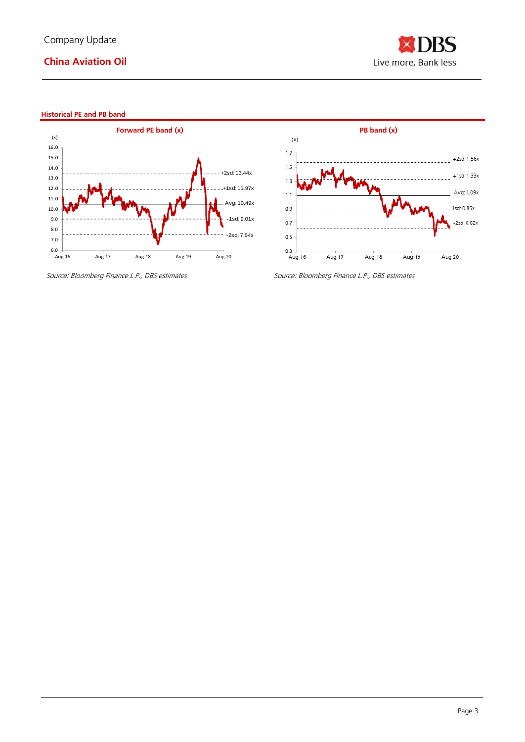## Historical PE and PB band

**Forward PE band (x)**

(x)

16.0
15.0
14.0
13.0
12.0
11.0
10.0
9.0
8.0
7.0
6.0

Aug-16 Aug-17 Aug-18 Aug-19 Aug-20

+2sd: 13.44x
+1sd: 11.97x
Avg: 10.49x
-1sd: 9.01x
-2sd: 7.54x

*Source: Bloomberg Finance L.P., DBS estimates*

**PB band (x)**

(x)

1.7
1.5
1.3
1.1
0.9
0.7
0.5
0.3

Aug 16 Aug 17 Aug 18 Aug 19 Aug 20

+2sd: 1.56x
+1sd: 1.33x
Avg: 1.09x
-1sd: 0.85x
-2sd: 0.62x

*Source: Bloomberg Finance L.P., DBS estimates*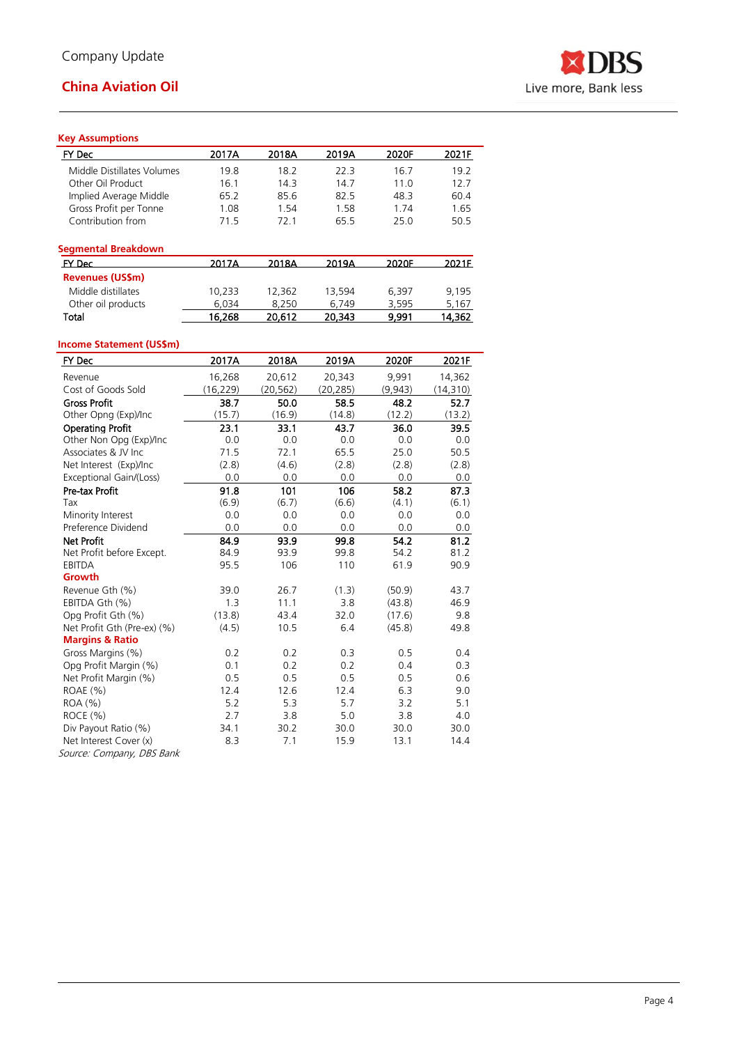Company Update

# China Aviation Oil

### Key Assumptions

| FY Dec | 2017A | 2018A | 2019A | 2020F | 2021F |
|---|---|---|---|---|---|
| Middle Distillates Volumes | 19.8 | 18.2 | 22.3 | 16.7 | 19.2 |
| Other Oil Product | 16.1 | 14.3 | 14.7 | 11.0 | 12.7 |
| Implied Average Middle | 65.2 | 85.6 | 82.5 | 48.3 | 60.4 |
| Gross Profit per Tonne | 1.08 | 1.54 | 1.58 | 1.74 | 1.65 |
| Contribution from | 71.5 | 72.1 | 65.5 | 25.0 | 50.5 |

### Segmental Breakdown

| FY Dec | 2017A | 2018A | 2019A | 2020F | 2021F |
|---|---|---|---|---|---|
| **Revenues (US$m)** | | | | | |
| Middle distillates | 10,233 | 12,362 | 13,594 | 6,397 | 9,195 |
| Other oil products | 6,034 | 8,250 | 6,749 | 3,595 | 5,167 |
| **Total** | 16,268 | 20,612 | 20,343 | 9,991 | 14,362 |

### Income Statement (US$m)

| FY Dec | 2017A | 2018A | 2019A | 2020F | 2021F |
|---|---|---|---|---|---|
| Revenue | 16,268 | 20,612 | 20,343 | 9,991 | 14,362 |
| Cost of Goods Sold | (16,229) | (20,562) | (20,285) | (9,943) | (14,310) |
| **Gross Profit** | 38.7 | 50.0 | 58.5 | 48.2 | 52.7 |
| Other Opng (Exp)/Inc | (15.7) | (16.9) | (14.8) | (12.2) | (13.2) |
| **Operating Profit** | 23.1 | 33.1 | 43.7 | 36.0 | 39.5 |
| Other Non Opg (Exp)/Inc | 0.0 | 0.0 | 0.0 | 0.0 | 0.0 |
| Associates & JV Inc | 71.5 | 72.1 | 65.5 | 25.0 | 50.5 |
| Net Interest (Exp)/Inc | (2.8) | (4.6) | (2.8) | (2.8) | (2.8) |
| Exceptional Gain/(Loss) | 0.0 | 0.0 | 0.0 | 0.0 | 0.0 |
| **Pre-tax Profit** | 91.8 | 101 | 106 | 58.2 | 87.3 |
| Tax | (6.9) | (6.7) | (6.6) | (4.1) | (6.1) |
| Minority Interest | 0.0 | 0.0 | 0.0 | 0.0 | 0.0 |
| Preference Dividend | 0.0 | 0.0 | 0.0 | 0.0 | 0.0 |
| **Net Profit** | 84.9 | 93.9 | 99.8 | 54.2 | 81.2 |
| Net Profit before Except. | 84.9 | 93.9 | 99.8 | 54.2 | 81.2 |
| EBITDA | 95.5 | 106 | 110 | 61.9 | 90.9 |
| **Growth** | | | | | |
| Revenue Gth (%) | 39.0 | 26.7 | (1.3) | (50.9) | 43.7 |
| EBITDA Gth (%) | 1.3 | 11.1 | 3.8 | (43.8) | 46.9 |
| Opg Profit Gth (%) | (13.8) | 43.4 | 32.0 | (17.6) | 9.8 |
| Net Profit Gth (Pre-ex) (%) | (4.5) | 10.5 | 6.4 | (45.8) | 49.8 |
| **Margins & Ratio** | | | | | |
| Gross Margins (%) | 0.2 | 0.2 | 0.3 | 0.5 | 0.4 |
| Opg Profit Margin (%) | 0.1 | 0.2 | 0.2 | 0.4 | 0.3 |
| Net Profit Margin (%) | 0.5 | 0.5 | 0.5 | 0.5 | 0.6 |
| ROAE (%) | 12.4 | 12.6 | 12.4 | 6.3 | 9.0 |
| ROA (%) | 5.2 | 5.3 | 5.7 | 3.2 | 5.1 |
| ROCE (%) | 2.7 | 3.8 | 5.0 | 3.8 | 4.0 |
| Div Payout Ratio (%) | 34.1 | 30.2 | 30.0 | 30.0 | 30.0 |
| Net Interest Cover (x) | 8.3 | 7.1 | 15.9 | 13.1 | 14.4 |

*Source: Company, DBS Bank*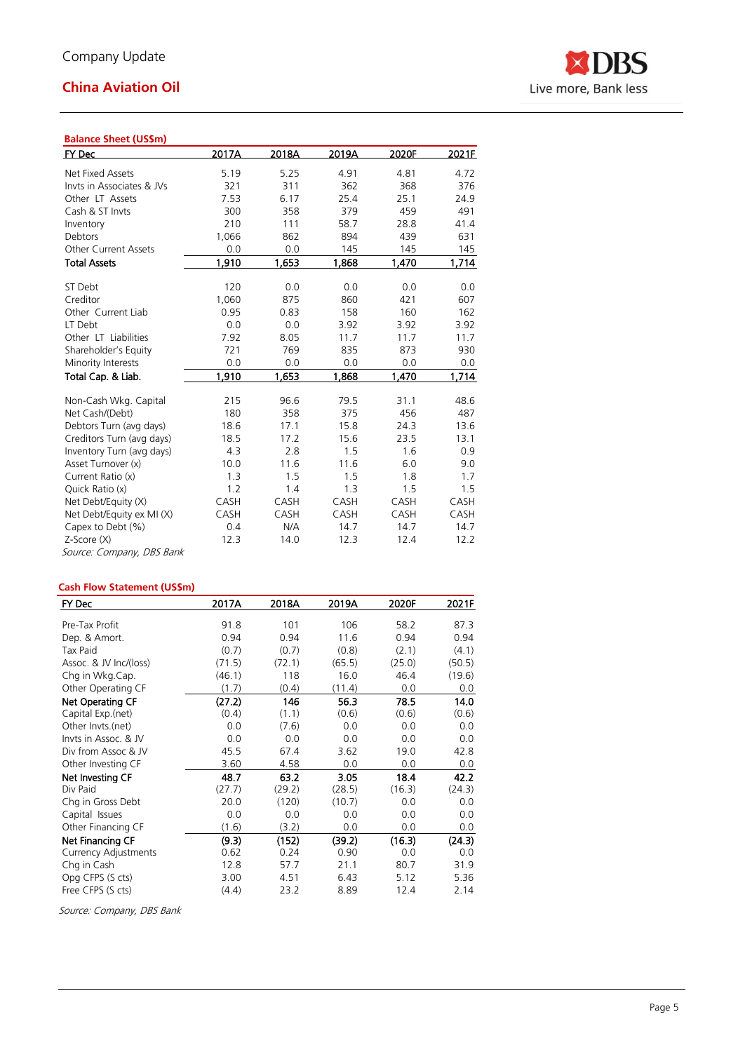Company Update

**China Aviation Oil**

**Balance Sheet (US$m)**

| FY Dec | 2017A | 2018A | 2019A | 2020F | 2021F |
|---|---|---|---|---|---|
| Net Fixed Assets | 5.19 | 5.25 | 4.91 | 4.81 | 4.72 |
| Invts in Associates & JVs | 321 | 311 | 362 | 368 | 376 |
| Other LT Assets | 7.53 | 6.17 | 25.4 | 25.1 | 24.9 |
| Cash & ST Invts | 300 | 358 | 379 | 459 | 491 |
| Inventory | 210 | 111 | 58.7 | 28.8 | 41.4 |
| Debtors | 1,066 | 862 | 894 | 439 | 631 |
| Other Current Assets | 0.0 | 0.0 | 145 | 145 | 145 |
| **Total Assets** | 1,910 | 1,653 | 1,868 | 1,470 | 1,714 |
| | | | | | |
| ST Debt | 120 | 0.0 | 0.0 | 0.0 | 0.0 |
| Creditor | 1,060 | 875 | 860 | 421 | 607 |
| Other Current Liab | 0.95 | 0.83 | 158 | 160 | 162 |
| LT Debt | 0.0 | 0.0 | 3.92 | 3.92 | 3.92 |
| Other LT Liabilities | 7.92 | 8.05 | 11.7 | 11.7 | 11.7 |
| Shareholder's Equity | 721 | 769 | 835 | 873 | 930 |
| Minority Interests | 0.0 | 0.0 | 0.0 | 0.0 | 0.0 |
| **Total Cap. & Liab.** | 1,910 | 1,653 | 1,868 | 1,470 | 1,714 |
| | | | | | |
| Non-Cash Wkg. Capital | 215 | 96.6 | 79.5 | 31.1 | 48.6 |
| Net Cash/(Debt) | 180 | 358 | 375 | 456 | 487 |
| Debtors Turn (avg days) | 18.6 | 17.1 | 15.8 | 24.3 | 13.6 |
| Creditors Turn (avg days) | 18.5 | 17.2 | 15.6 | 23.5 | 13.1 |
| Inventory Turn (avg days) | 4.3 | 2.8 | 1.5 | 1.6 | 0.9 |
| Asset Turnover (x) | 10.0 | 11.6 | 11.6 | 6.0 | 9.0 |
| Current Ratio (x) | 1.3 | 1.5 | 1.5 | 1.8 | 1.7 |
| Quick Ratio (x) | 1.2 | 1.4 | 1.3 | 1.5 | 1.5 |
| Net Debt/Equity (X) | CASH | CASH | CASH | CASH | CASH |
| Net Debt/Equity ex MI (X) | CASH | CASH | CASH | CASH | CASH |
| Capex to Debt (%) | 0.4 | N/A | 14.7 | 14.7 | 14.7 |
| Z-Score (X) | 12.3 | 14.0 | 12.3 | 12.4 | 12.2 |

*Source: Company, DBS Bank*

**Cash Flow Statement (US$m)**

| FY Dec | 2017A | 2018A | 2019A | 2020F | 2021F |
|---|---|---|---|---|---|
| Pre-Tax Profit | 91.8 | 101 | 106 | 58.2 | 87.3 |
| Dep. & Amort. | 0.94 | 0.94 | 11.6 | 0.94 | 0.94 |
| Tax Paid | (0.7) | (0.7) | (0.8) | (2.1) | (4.1) |
| Assoc. & JV Inc/(loss) | (71.5) | (72.1) | (65.5) | (25.0) | (50.5) |
| Chg in Wkg.Cap. | (46.1) | 118 | 16.0 | 46.4 | (19.6) |
| Other Operating CF | (1.7) | (0.4) | (11.4) | 0.0 | 0.0 |
| **Net Operating CF** | (27.2) | 146 | 56.3 | 78.5 | 14.0 |
| Capital Exp.(net) | (0.4) | (1.1) | (0.6) | (0.6) | (0.6) |
| Other Invts.(net) | 0.0 | (7.6) | 0.0 | 0.0 | 0.0 |
| Invts in Assoc. & JV | 0.0 | 0.0 | 0.0 | 0.0 | 0.0 |
| Div from Assoc & JV | 45.5 | 67.4 | 3.62 | 19.0 | 42.8 |
| Other Investing CF | 3.60 | 4.58 | 0.0 | 0.0 | 0.0 |
| **Net Investing CF** | 48.7 | 63.2 | 3.05 | 18.4 | 42.2 |
| Div Paid | (27.7) | (29.2) | (28.5) | (16.3) | (24.3) |
| Chg in Gross Debt | 20.0 | (120) | (10.7) | 0.0 | 0.0 |
| Capital Issues | 0.0 | 0.0 | 0.0 | 0.0 | 0.0 |
| Other Financing CF | (1.6) | (3.2) | 0.0 | 0.0 | 0.0 |
| **Net Financing CF** | (9.3) | (152) | (39.2) | (16.3) | (24.3) |
| Currency Adjustments | 0.62 | 0.24 | 0.90 | 0.0 | 0.0 |
| Chg in Cash | 12.8 | 57.7 | 21.1 | 80.7 | 31.9 |
| Opg CFPS (S cts) | 3.00 | 4.51 | 6.43 | 5.12 | 5.36 |
| Free CFPS (S cts) | (4.4) | 23.2 | 8.89 | 12.4 | 2.14 |

*Source: Company, DBS Bank*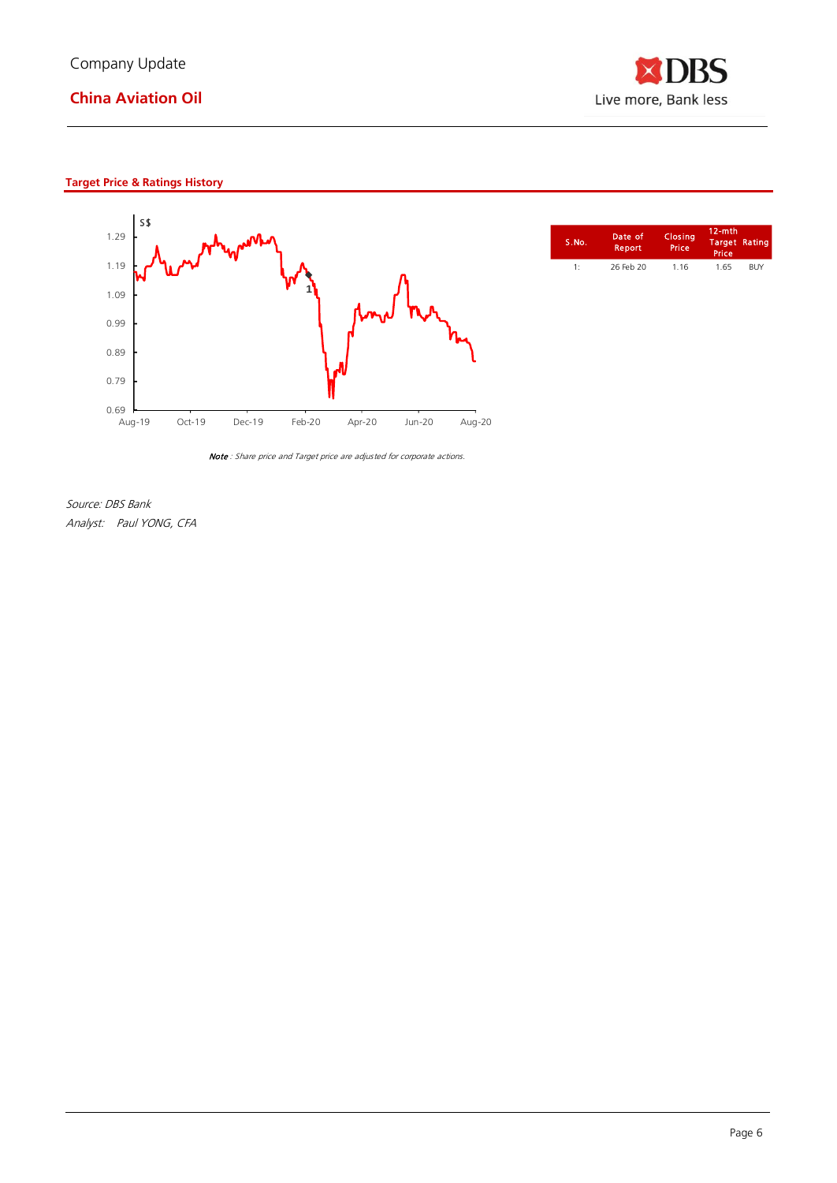**Target Price & Ratings History**

S$

1.29
1.19
1.09
0.99
0.89
0.79
0.69

Aug-19
Oct-19
Dec-19
Feb-20
Apr-20
Jun-20
Aug-20

1

| S.No. | Date of Report | Closing Price | 12-mth Target Price | Rating |
|---|---|---|---|---|
| 1: | 26 Feb 20 | 1.16 | 1.65 | BUY |

***Note*** *: Share price and Target price are adjusted for corporate actions.*

*Source: DBS Bank*
*Analyst: Paul YONG, CFA*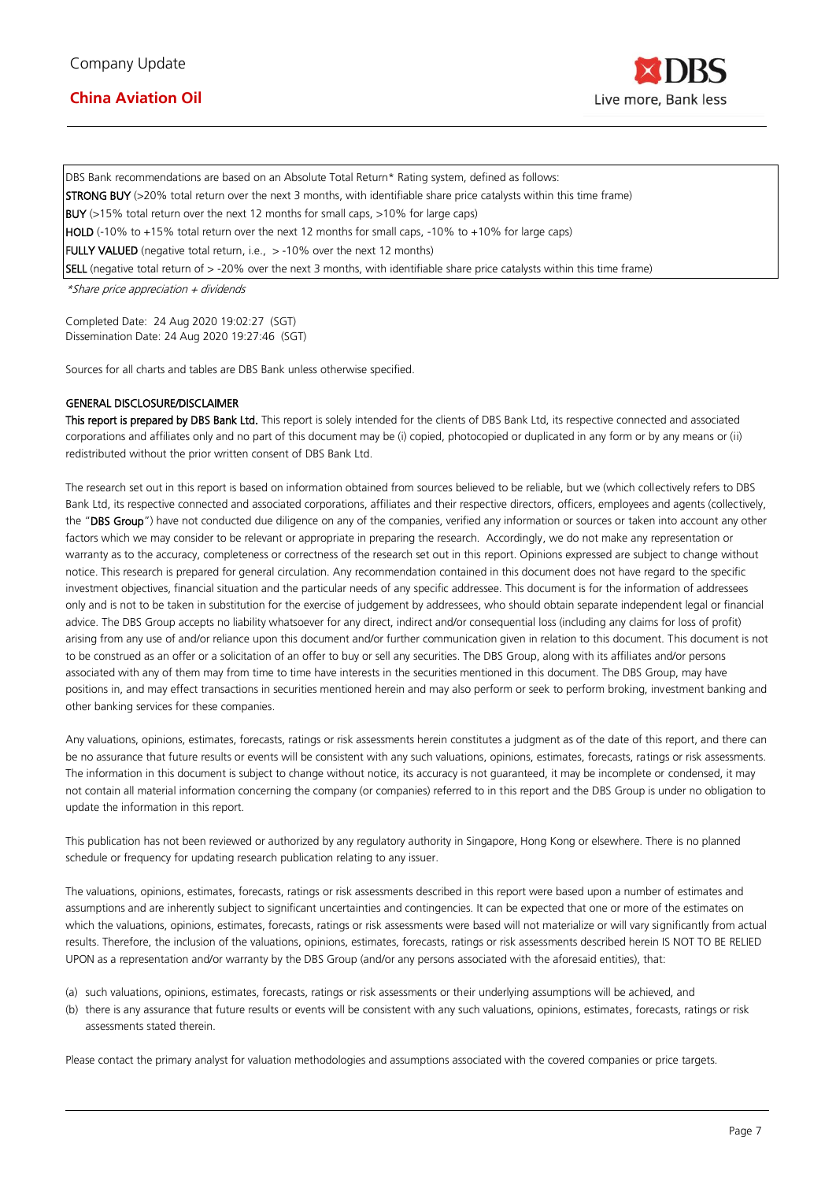| DBS Bank recommendations are based on an Absolute Total Return* Rating system, defined as follows: |
| --- |
| **STRONG BUY** (>20% total return over the next 3 months, with identifiable share price catalysts within this time frame) |
| **BUY** (>15% total return over the next 12 months for small caps, >10% for large caps) |
| **HOLD** (-10% to +15% total return over the next 12 months for small caps, -10% to +10% for large caps) |
| **FULLY VALUED** (negative total return, i.e., > -10% over the next 12 months) |
| **SELL** (negative total return of > -20% over the next 3 months, with identifiable share price catalysts within this time frame) |

*\*Share price appreciation + dividends*

Completed Date: 24 Aug 2020 19:02:27 (SGT)
Dissemination Date: 24 Aug 2020 19:27:46 (SGT)

Sources for all charts and tables are DBS Bank unless otherwise specified.

**GENERAL DISCLOSURE/DISCLAIMER**

**This report is prepared by DBS Bank Ltd.** This report is solely intended for the clients of DBS Bank Ltd, its respective connected and associated corporations and affiliates only and no part of this document may be (i) copied, photocopied or duplicated in any form or by any means or (ii) redistributed without the prior written consent of DBS Bank Ltd.

The research set out in this report is based on information obtained from sources believed to be reliable, but we (which collectively refers to DBS Bank Ltd, its respective connected and associated corporations, affiliates and their respective directors, officers, employees and agents (collectively, the "**DBS Group**") have not conducted due diligence on any of the companies, verified any information or sources or taken into account any other factors which we may consider to be relevant or appropriate in preparing the research. Accordingly, we do not make any representation or warranty as to the accuracy, completeness or correctness of the research set out in this report. Opinions expressed are subject to change without notice. This research is prepared for general circulation. Any recommendation contained in this document does not have regard to the specific investment objectives, financial situation and the particular needs of any specific addressee. This document is for the information of addressees only and is not to be taken in substitution for the exercise of judgement by addressees, who should obtain separate independent legal or financial advice. The DBS Group accepts no liability whatsoever for any direct, indirect and/or consequential loss (including any claims for loss of profit) arising from any use of and/or reliance upon this document and/or further communication given in relation to this document. This document is not to be construed as an offer or a solicitation of an offer to buy or sell any securities. The DBS Group, along with its affiliates and/or persons associated with any of them may from time to time have interests in the securities mentioned in this document. The DBS Group, may have positions in, and may effect transactions in securities mentioned herein and may also perform or seek to perform broking, investment banking and other banking services for these companies.

Any valuations, opinions, estimates, forecasts, ratings or risk assessments herein constitutes a judgment as of the date of this report, and there can be no assurance that future results or events will be consistent with any such valuations, opinions, estimates, forecasts, ratings or risk assessments. The information in this document is subject to change without notice, its accuracy is not guaranteed, it may be incomplete or condensed, it may not contain all material information concerning the company (or companies) referred to in this report and the DBS Group is under no obligation to update the information in this report.

This publication has not been reviewed or authorized by any regulatory authority in Singapore, Hong Kong or elsewhere. There is no planned schedule or frequency for updating research publication relating to any issuer.

The valuations, opinions, estimates, forecasts, ratings or risk assessments described in this report were based upon a number of estimates and assumptions and are inherently subject to significant uncertainties and contingencies. It can be expected that one or more of the estimates on which the valuations, opinions, estimates, forecasts, ratings or risk assessments were based will not materialize or will vary significantly from actual results. Therefore, the inclusion of the valuations, opinions, estimates, forecasts, ratings or risk assessments described herein IS NOT TO BE RELIED UPON as a representation and/or warranty by the DBS Group (and/or any persons associated with the aforesaid entities), that:

(a) such valuations, opinions, estimates, forecasts, ratings or risk assessments or their underlying assumptions will be achieved, and
(b) there is any assurance that future results or events will be consistent with any such valuations, opinions, estimates, forecasts, ratings or risk assessments stated therein.

Please contact the primary analyst for valuation methodologies and assumptions associated with the covered companies or price targets.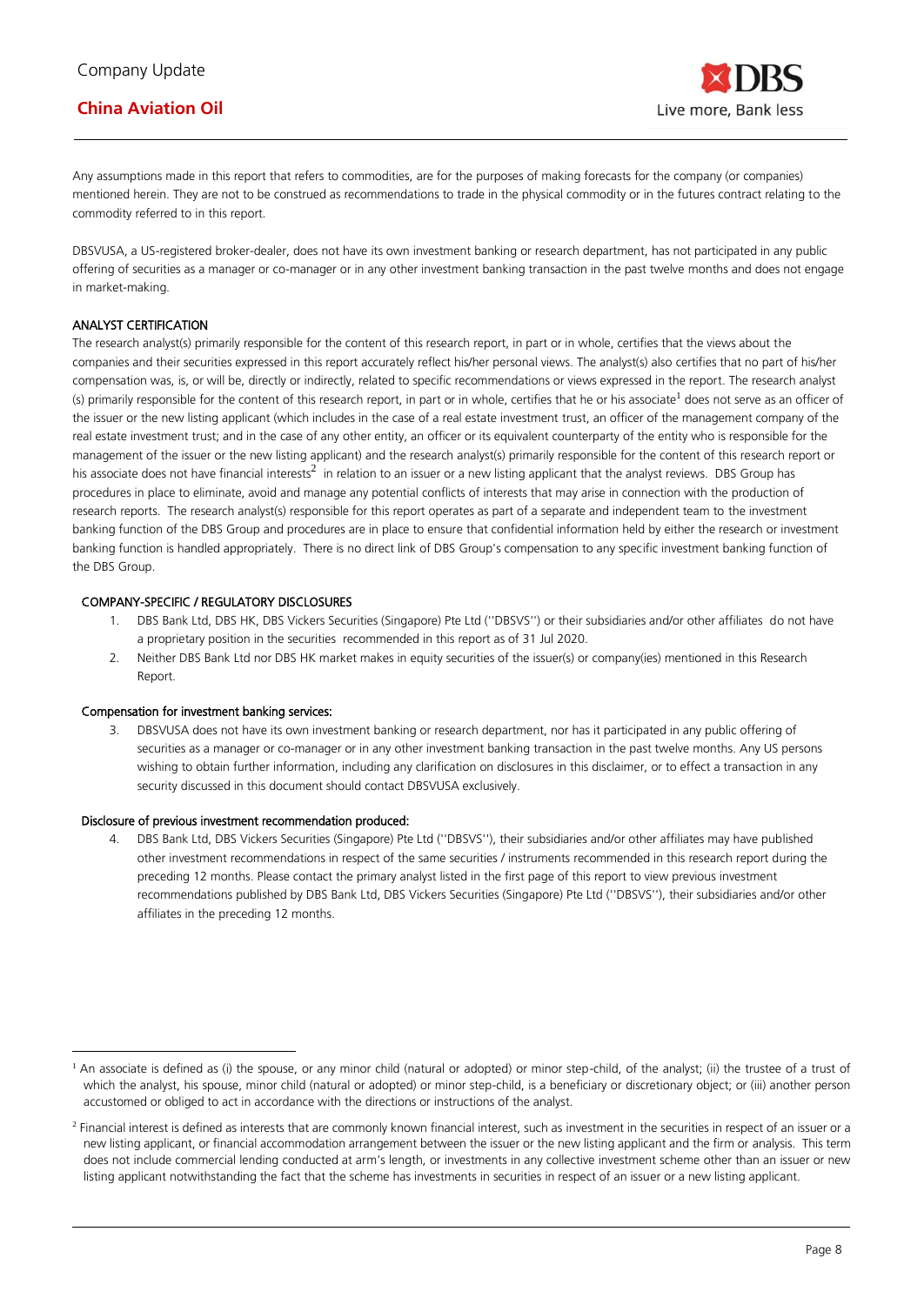Any assumptions made in this report that refers to commodities, are for the purposes of making forecasts for the company (or companies) mentioned herein. They are not to be construed as recommendations to trade in the physical commodity or in the futures contract relating to the commodity referred to in this report.

DBSVUSA, a US-registered broker-dealer, does not have its own investment banking or research department, has not participated in any public offering of securities as a manager or co-manager or in any other investment banking transaction in the past twelve months and does not engage in market-making.

**ANALYST CERTIFICATION**

The research analyst(s) primarily responsible for the content of this research report, in part or in whole, certifies that the views about the companies and their securities expressed in this report accurately reflect his/her personal views. The analyst(s) also certifies that no part of his/her compensation was, is, or will be, directly or indirectly, related to specific recommendations or views expressed in the report. The research analyst (s) primarily responsible for the content of this research report, in part or in whole, certifies that he or his associate[1] does not serve as an officer of the issuer or the new listing applicant (which includes in the case of a real estate investment trust, an officer of the management company of the real estate investment trust; and in the case of any other entity, an officer or its equivalent counterparty of the entity who is responsible for the management of the issuer or the new listing applicant) and the research analyst(s) primarily responsible for the content of this research report or his associate does not have financial interests[2] in relation to an issuer or a new listing applicant that the analyst reviews. DBS Group has procedures in place to eliminate, avoid and manage any potential conflicts of interests that may arise in connection with the production of research reports. The research analyst(s) responsible for this report operates as part of a separate and independent team to the investment banking function of the DBS Group and procedures are in place to ensure that confidential information held by either the research or investment banking function is handled appropriately. There is no direct link of DBS Group's compensation to any specific investment banking function of the DBS Group.

**COMPANY-SPECIFIC / REGULATORY DISCLOSURES**

1. DBS Bank Ltd, DBS HK, DBS Vickers Securities (Singapore) Pte Ltd (''DBSVS'') or their subsidiaries and/or other affiliates do not have a proprietary position in the securities recommended in this report as of 31 Jul 2020.
2. Neither DBS Bank Ltd nor DBS HK market makes in equity securities of the issuer(s) or company(ies) mentioned in this Research Report.

**Compensation for investment banking services:**

3. DBSVUSA does not have its own investment banking or research department, nor has it participated in any public offering of securities as a manager or co-manager or in any other investment banking transaction in the past twelve months. Any US persons wishing to obtain further information, including any clarification on disclosures in this disclaimer, or to effect a transaction in any security discussed in this document should contact DBSVUSA exclusively.

**Disclosure of previous investment recommendation produced:**

4. DBS Bank Ltd, DBS Vickers Securities (Singapore) Pte Ltd (''DBSVS''), their subsidiaries and/or other affiliates may have published other investment recommendations in respect of the same securities / instruments recommended in this research report during the preceding 12 months. Please contact the primary analyst listed in the first page of this report to view previous investment recommendations published by DBS Bank Ltd, DBS Vickers Securities (Singapore) Pte Ltd (''DBSVS''), their subsidiaries and/or other affiliates in the preceding 12 months.

---

[1] An associate is defined as (i) the spouse, or any minor child (natural or adopted) or minor step-child, of the analyst; (ii) the trustee of a trust of which the analyst, his spouse, minor child (natural or adopted) or minor step-child, is a beneficiary or discretionary object; or (iii) another person accustomed or obliged to act in accordance with the directions or instructions of the analyst.

[2] Financial interest is defined as interests that are commonly known financial interest, such as investment in the securities in respect of an issuer or a new listing applicant, or financial accommodation arrangement between the issuer or the new listing applicant and the firm or analysis. This term does not include commercial lending conducted at arm's length, or investments in any collective investment scheme other than an issuer or new listing applicant notwithstanding the fact that the scheme has investments in securities in respect of an issuer or a new listing applicant.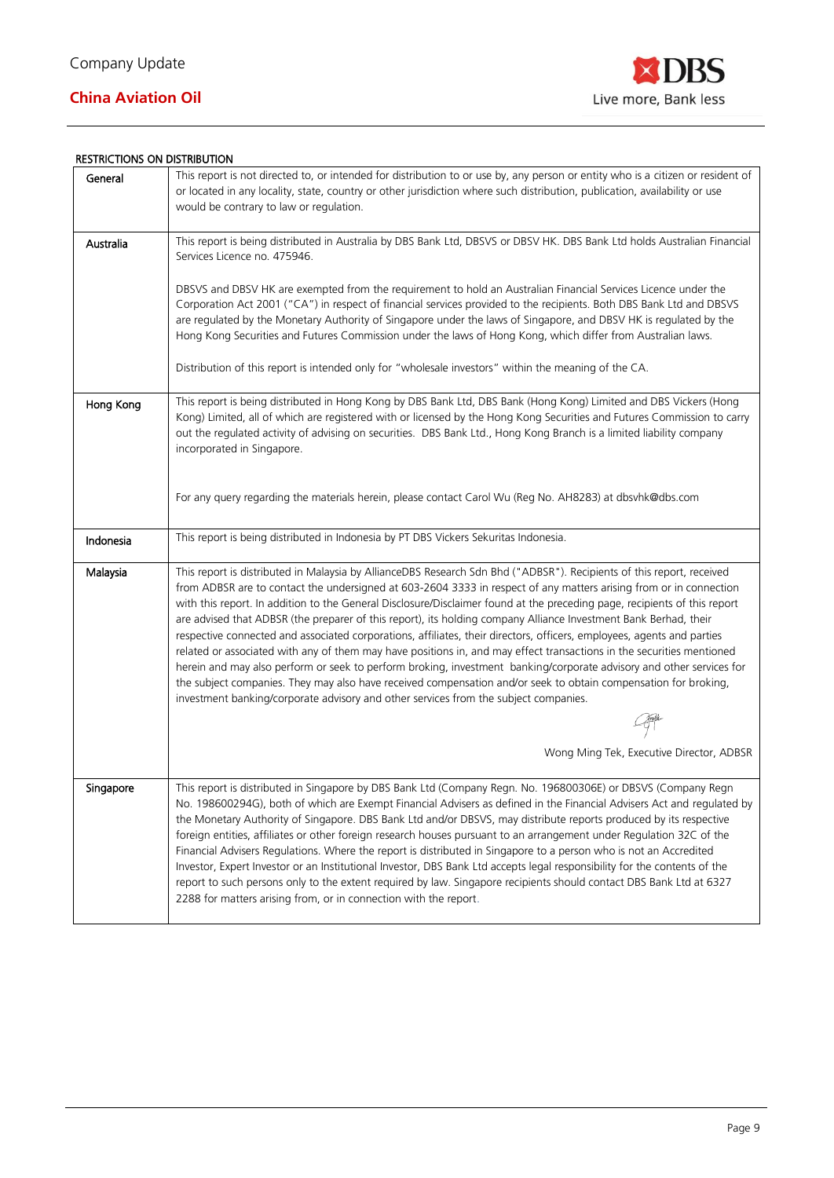**RESTRICTIONS ON DISTRIBUTION**

| | |
|---|---|
| General | This report is not directed to, or intended for distribution to or use by, any person or entity who is a citizen or resident of or located in any locality, state, country or other jurisdiction where such distribution, publication, availability or use would be contrary to law or regulation. |
| Australia | This report is being distributed in Australia by DBS Bank Ltd, DBSVS or DBSV HK. DBS Bank Ltd holds Australian Financial Services Licence no. 475946.<br><br>DBSVS and DBSV HK are exempted from the requirement to hold an Australian Financial Services Licence under the Corporation Act 2001 ("CA") in respect of financial services provided to the recipients. Both DBS Bank Ltd and DBSVS are regulated by the Monetary Authority of Singapore under the laws of Singapore, and DBSV HK is regulated by the Hong Kong Securities and Futures Commission under the laws of Hong Kong, which differ from Australian laws.<br><br>Distribution of this report is intended only for "wholesale investors" within the meaning of the CA. |
| Hong Kong | This report is being distributed in Hong Kong by DBS Bank Ltd, DBS Bank (Hong Kong) Limited and DBS Vickers (Hong Kong) Limited, all of which are registered with or licensed by the Hong Kong Securities and Futures Commission to carry out the regulated activity of advising on securities. DBS Bank Ltd., Hong Kong Branch is a limited liability company incorporated in Singapore.<br><br>For any query regarding the materials herein, please contact Carol Wu (Reg No. AH8283) at dbsvhk@dbs.com |
| Indonesia | This report is being distributed in Indonesia by PT DBS Vickers Sekuritas Indonesia. |
| Malaysia | This report is distributed in Malaysia by AllianceDBS Research Sdn Bhd ("ADBSR"). Recipients of this report, received from ADBSR are to contact the undersigned at 603-2604 3333 in respect of any matters arising from or in connection with this report. In addition to the General Disclosure/Disclaimer found at the preceding page, recipients of this report are advised that ADBSR (the preparer of this report), its holding company Alliance Investment Bank Berhad, their respective connected and associated corporations, affiliates, their directors, officers, employees, agents and parties related or associated with any of them may have positions in, and may effect transactions in the securities mentioned herein and may also perform or seek to perform broking, investment banking/corporate advisory and other services for the subject companies. They may also have received compensation and/or seek to obtain compensation for broking, investment banking/corporate advisory and other services from the subject companies.<br><br>Wong Ming Tek, Executive Director, ADBSR |
| Singapore | This report is distributed in Singapore by DBS Bank Ltd (Company Regn. No. 196800306E) or DBSVS (Company Regn No. 198600294G), both of which are Exempt Financial Advisers as defined in the Financial Advisers Act and regulated by the Monetary Authority of Singapore. DBS Bank Ltd and/or DBSVS, may distribute reports produced by its respective foreign entities, affiliates or other foreign research houses pursuant to an arrangement under Regulation 32C of the Financial Advisers Regulations. Where the report is distributed in Singapore to a person who is not an Accredited Investor, Expert Investor or an Institutional Investor, DBS Bank Ltd accepts legal responsibility for the contents of the report to such persons only to the extent required by law. Singapore recipients should contact DBS Bank Ltd at 6327 2288 for matters arising from, or in connection with the report. |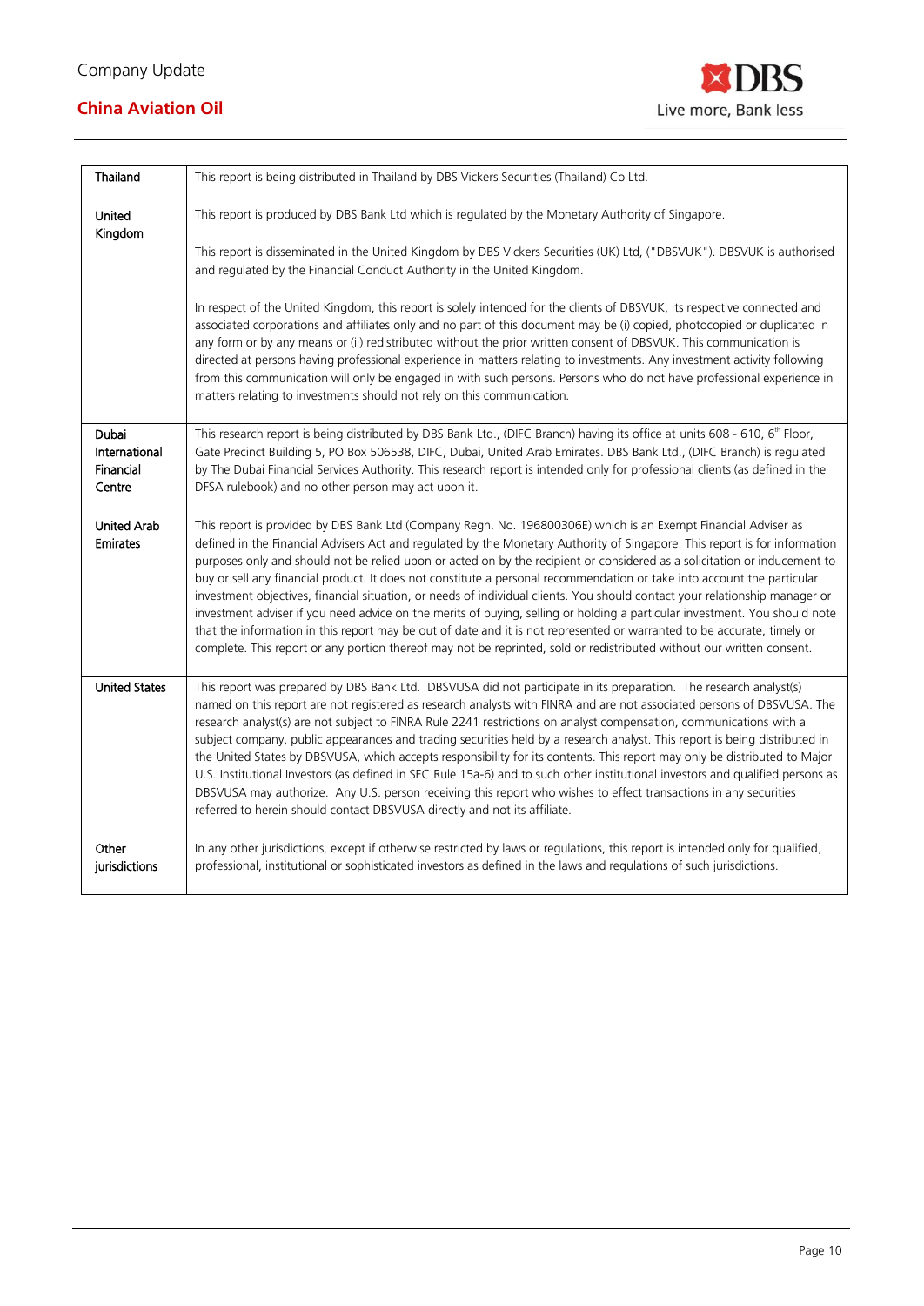| | |
|---|---|
| Thailand | This report is being distributed in Thailand by DBS Vickers Securities (Thailand) Co Ltd. |
| United Kingdom | This report is produced by DBS Bank Ltd which is regulated by the Monetary Authority of Singapore.<br><br>This report is disseminated in the United Kingdom by DBS Vickers Securities (UK) Ltd, ("DBSVUK"). DBSVUK is authorised and regulated by the Financial Conduct Authority in the United Kingdom.<br><br>In respect of the United Kingdom, this report is solely intended for the clients of DBSVUK, its respective connected and associated corporations and affiliates only and no part of this document may be (i) copied, photocopied or duplicated in any form or by any means or (ii) redistributed without the prior written consent of DBSVUK. This communication is directed at persons having professional experience in matters relating to investments. Any investment activity following from this communication will only be engaged in with such persons. Persons who do not have professional experience in matters relating to investments should not rely on this communication. |
| Dubai International Financial Centre | This research report is being distributed by DBS Bank Ltd., (DIFC Branch) having its office at units 608 - 610, 6th Floor, Gate Precinct Building 5, PO Box 506538, DIFC, Dubai, United Arab Emirates. DBS Bank Ltd., (DIFC Branch) is regulated by The Dubai Financial Services Authority. This research report is intended only for professional clients (as defined in the DFSA rulebook) and no other person may act upon it. |
| United Arab Emirates | This report is provided by DBS Bank Ltd (Company Regn. No. 196800306E) which is an Exempt Financial Adviser as defined in the Financial Advisers Act and regulated by the Monetary Authority of Singapore. This report is for information purposes only and should not be relied upon or acted on by the recipient or considered as a solicitation or inducement to buy or sell any financial product. It does not constitute a personal recommendation or take into account the particular investment objectives, financial situation, or needs of individual clients. You should contact your relationship manager or investment adviser if you need advice on the merits of buying, selling or holding a particular investment. You should note that the information in this report may be out of date and it is not represented or warranted to be accurate, timely or complete. This report or any portion thereof may not be reprinted, sold or redistributed without our written consent. |
| United States | This report was prepared by DBS Bank Ltd. DBSVUSA did not participate in its preparation. The research analyst(s) named on this report are not registered as research analysts with FINRA and are not associated persons of DBSVUSA. The research analyst(s) are not subject to FINRA Rule 2241 restrictions on analyst compensation, communications with a subject company, public appearances and trading securities held by a research analyst. This report is being distributed in the United States by DBSVUSA, which accepts responsibility for its contents. This report may only be distributed to Major U.S. Institutional Investors (as defined in SEC Rule 15a-6) and to such other institutional investors and qualified persons as DBSVUSA may authorize. Any U.S. person receiving this report who wishes to effect transactions in any securities referred to herein should contact DBSVUSA directly and not its affiliate. |
| Other jurisdictions | In any other jurisdictions, except if otherwise restricted by laws or regulations, this report is intended only for qualified, professional, institutional or sophisticated investors as defined in the laws and regulations of such jurisdictions. |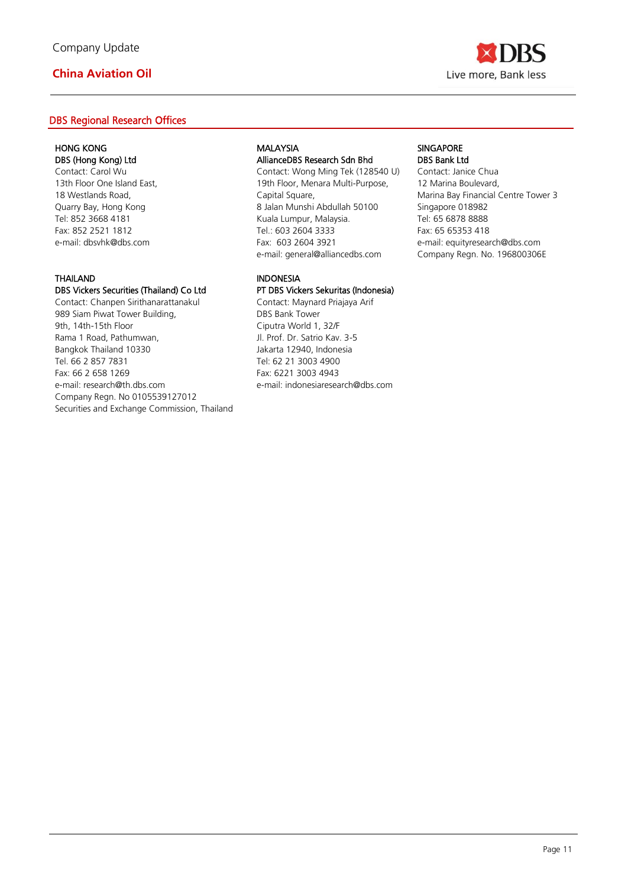## DBS Regional Research Offices

**HONG KONG**
**DBS (Hong Kong) Ltd**
Contact: Carol Wu
13th Floor One Island East,
18 Westlands Road,
Quarry Bay, Hong Kong
Tel: 852 3668 4181
Fax: 852 2521 1812
e-mail: dbsvhk@dbs.com

**MALAYSIA**
**AllianceDBS Research Sdn Bhd**
Contact: Wong Ming Tek (128540 U)
19th Floor, Menara Multi-Purpose,
Capital Square,
8 Jalan Munshi Abdullah 50100
Kuala Lumpur, Malaysia.
Tel.: 603 2604 3333
Fax: 603 2604 3921
e-mail: general@alliancedbs.com

**SINGAPORE**
**DBS Bank Ltd**
Contact: Janice Chua
12 Marina Boulevard,
Marina Bay Financial Centre Tower 3
Singapore 018982
Tel: 65 6878 8888
Fax: 65 65353 418
e-mail: equityresearch@dbs.com
Company Regn. No. 196800306E

**THAILAND**
**DBS Vickers Securities (Thailand) Co Ltd**
Contact: Chanpen Sirithanarattanakul
989 Siam Piwat Tower Building,
9th, 14th-15th Floor
Rama 1 Road, Pathumwan,
Bangkok Thailand 10330
Tel. 66 2 857 7831
Fax: 66 2 658 1269
e-mail: research@th.dbs.com
Company Regn. No 0105539127012
Securities and Exchange Commission, Thailand

**INDONESIA**
**PT DBS Vickers Sekuritas (Indonesia)**
Contact: Maynard Priajaya Arif
DBS Bank Tower
Ciputra World 1, 32/F
Jl. Prof. Dr. Satrio Kav. 3-5
Jakarta 12940, Indonesia
Tel: 62 21 3003 4900
Fax: 6221 3003 4943
e-mail: indonesiaresearch@dbs.com